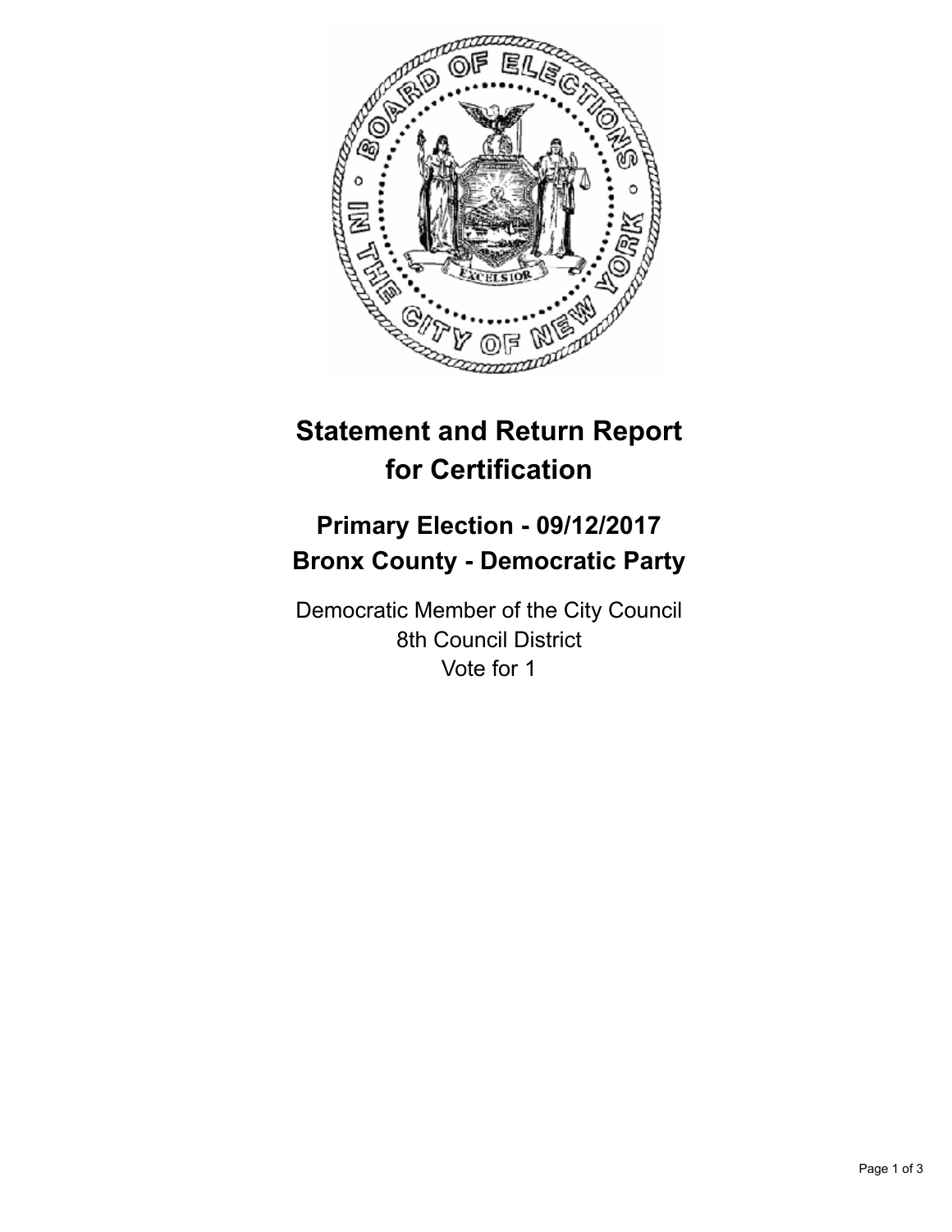# Statement and Return Report for Certification

## Primary Election - 09/12/2017
## Bronx County - Democratic Party

Democratic Member of the City Council
8th Council District
Vote for 1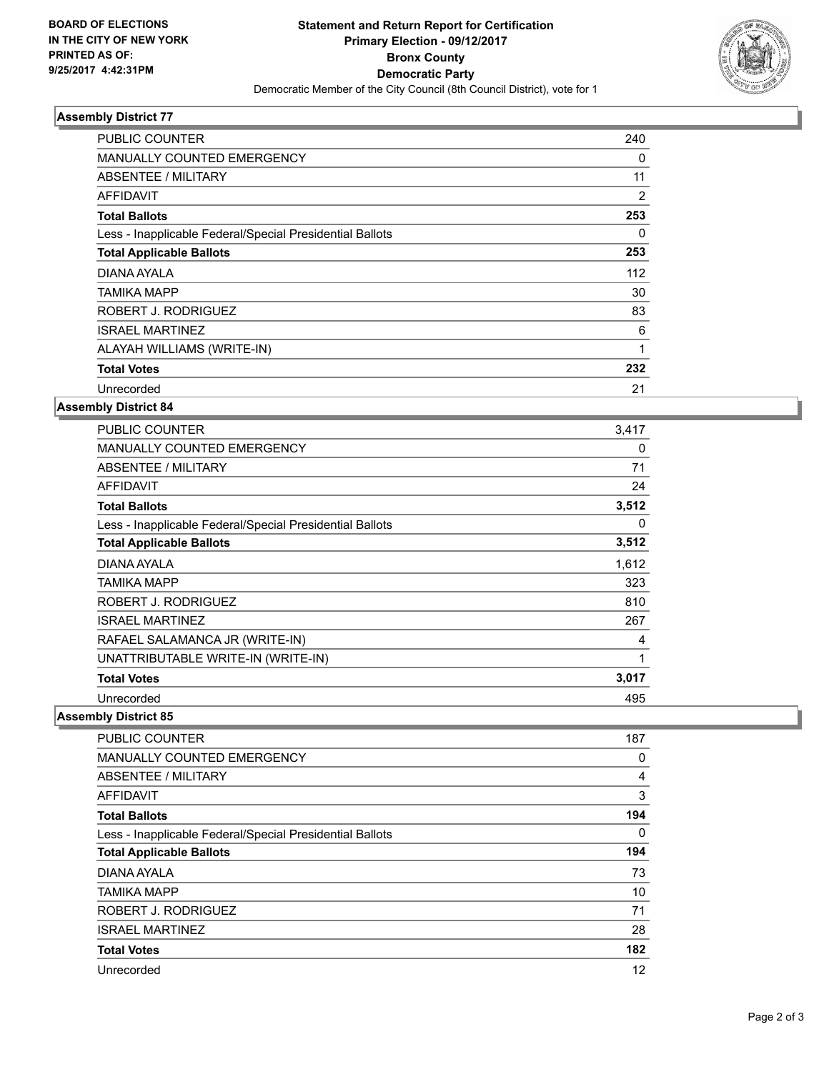**BOARD OF ELECTIONS IN THE CITY OF NEW YORK PRINTED AS OF: 9/25/2017 4:42:31PM**

# Statement and Return Report for Certification
## Primary Election - 09/12/2017
## Bronx County
## Democratic Party
Democratic Member of the City Council (8th Council District), vote for 1

### Assembly District 77

| | |
|---|---|
| PUBLIC COUNTER | 240 |
| MANUALLY COUNTED EMERGENCY | 0 |
| ABSENTEE / MILITARY | 11 |
| AFFIDAVIT | 2 |
| **Total Ballots** | **253** |
| Less - Inapplicable Federal/Special Presidential Ballots | 0 |
| **Total Applicable Ballots** | **253** |
| DIANA AYALA | 112 |
| TAMIKA MAPP | 30 |
| ROBERT J. RODRIGUEZ | 83 |
| ISRAEL MARTINEZ | 6 |
| ALAYAH WILLIAMS (WRITE-IN) | 1 |
| **Total Votes** | **232** |
| Unrecorded | 21 |

### Assembly District 84

| | |
|---|---|
| PUBLIC COUNTER | 3,417 |
| MANUALLY COUNTED EMERGENCY | 0 |
| ABSENTEE / MILITARY | 71 |
| AFFIDAVIT | 24 |
| **Total Ballots** | **3,512** |
| Less - Inapplicable Federal/Special Presidential Ballots | 0 |
| **Total Applicable Ballots** | **3,512** |
| DIANA AYALA | 1,612 |
| TAMIKA MAPP | 323 |
| ROBERT J. RODRIGUEZ | 810 |
| ISRAEL MARTINEZ | 267 |
| RAFAEL SALAMANCA JR (WRITE-IN) | 4 |
| UNATTRIBUTABLE WRITE-IN (WRITE-IN) | 1 |
| **Total Votes** | **3,017** |
| Unrecorded | 495 |

### Assembly District 85

| | |
|---|---|
| PUBLIC COUNTER | 187 |
| MANUALLY COUNTED EMERGENCY | 0 |
| ABSENTEE / MILITARY | 4 |
| AFFIDAVIT | 3 |
| **Total Ballots** | **194** |
| Less - Inapplicable Federal/Special Presidential Ballots | 0 |
| **Total Applicable Ballots** | **194** |
| DIANA AYALA | 73 |
| TAMIKA MAPP | 10 |
| ROBERT J. RODRIGUEZ | 71 |
| ISRAEL MARTINEZ | 28 |
| **Total Votes** | **182** |
| Unrecorded | 12 |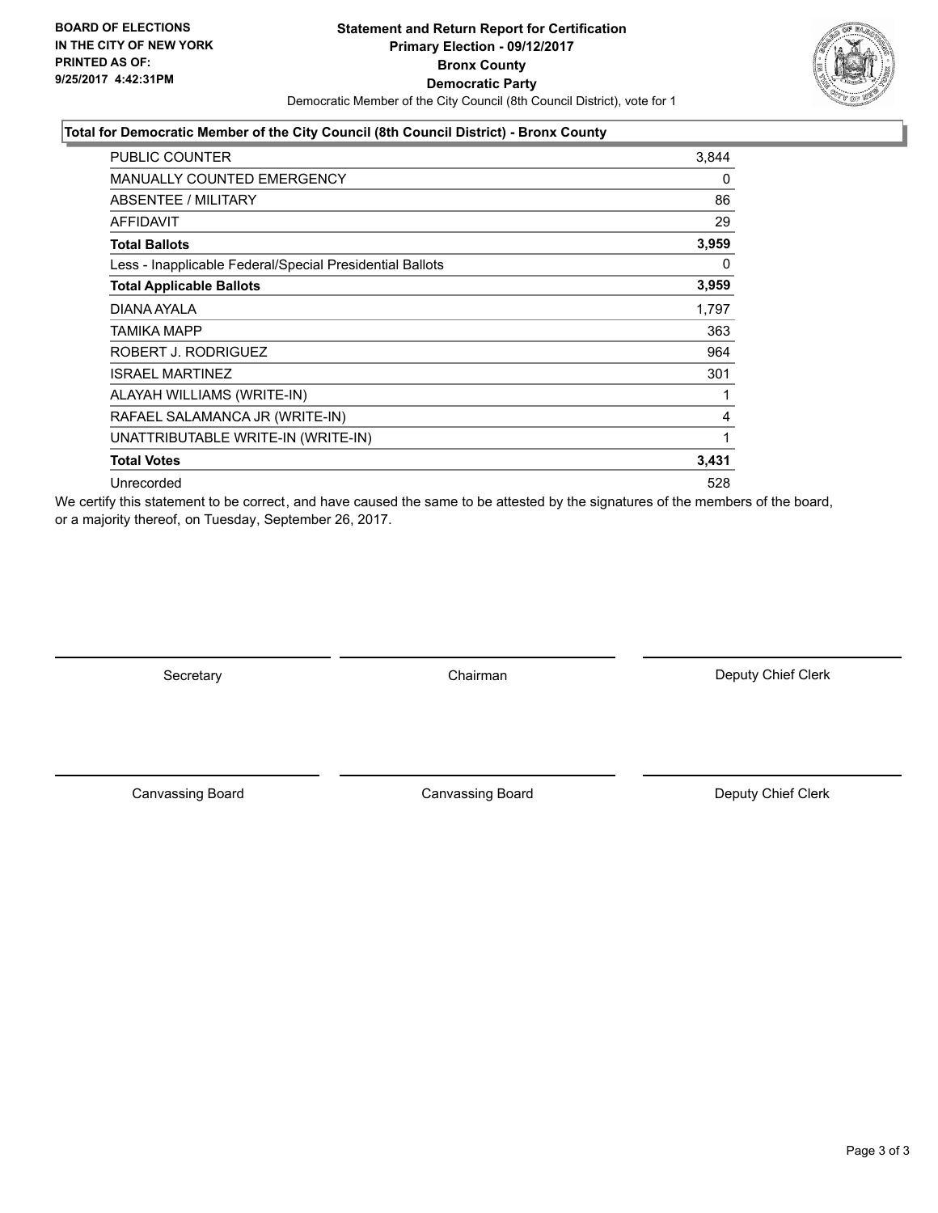**BOARD OF ELECTIONS IN THE CITY OF NEW YORK PRINTED AS OF: 9/25/2017 4:42:31PM**

**Statement and Return Report for Certification**
**Primary Election - 09/12/2017**
**Bronx County**
**Democratic Party**
Democratic Member of the City Council (8th Council District), vote for 1

**Total for Democratic Member of the City Council (8th Council District) - Bronx County**

| | |
|---|---|
| PUBLIC COUNTER | 3,844 |
| MANUALLY COUNTED EMERGENCY | 0 |
| ABSENTEE / MILITARY | 86 |
| AFFIDAVIT | 29 |
| **Total Ballots** | **3,959** |
| Less - Inapplicable Federal/Special Presidential Ballots | 0 |
| **Total Applicable Ballots** | **3,959** |
| DIANA AYALA | 1,797 |
| TAMIKA MAPP | 363 |
| ROBERT J. RODRIGUEZ | 964 |
| ISRAEL MARTINEZ | 301 |
| ALAYAH WILLIAMS (WRITE-IN) | 1 |
| RAFAEL SALAMANCA JR (WRITE-IN) | 4 |
| UNATTRIBUTABLE WRITE-IN (WRITE-IN) | 1 |
| **Total Votes** | **3,431** |
| Unrecorded | 528 |

We certify this statement to be correct, and have caused the same to be attested by the signatures of the members of the board, or a majority thereof, on Tuesday, September 26, 2017.

Secretary

Chairman

Deputy Chief Clerk

Canvassing Board

Canvassing Board

Deputy Chief Clerk